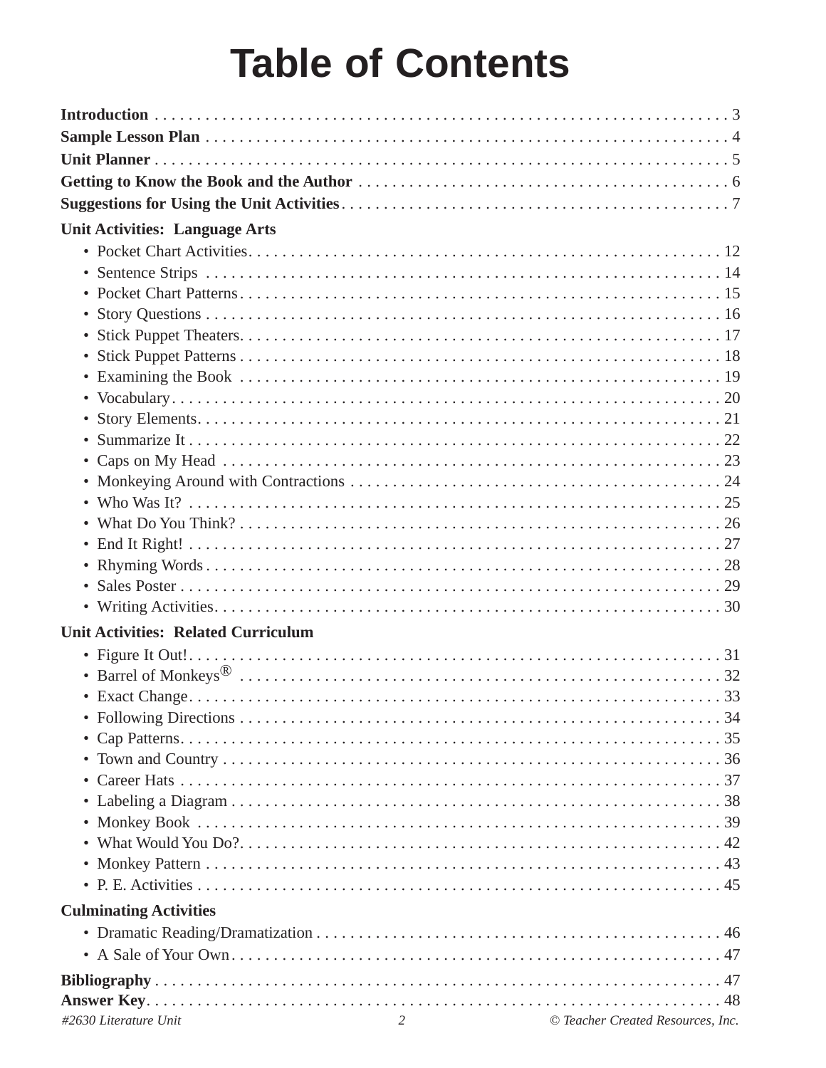# Table of Contents

**Introduction** . . . . . . . . . . . . . . . . . . . . . . . . . . . . . . . . . . . . . . . . . . . . . . . . . . . . . . . . . . . . . 3
**Sample Lesson Plan** . . . . . . . . . . . . . . . . . . . . . . . . . . . . . . . . . . . . . . . . . . . . . . . . . . . . . . . 4
**Unit Planner** . . . . . . . . . . . . . . . . . . . . . . . . . . . . . . . . . . . . . . . . . . . . . . . . . . . . . . . . . . . . 5
**Getting to Know the Book and the Author** . . . . . . . . . . . . . . . . . . . . . . . . . . . . . . . . . . . . . . 6
**Suggestions for Using the Unit Activities** . . . . . . . . . . . . . . . . . . . . . . . . . . . . . . . . . . . . . . . 7

**Unit Activities: Language Arts**

- Pocket Chart Activities . . . . . . . . . . . . . . . . . . . . . . . . . . . . . . . . . . . . . . . . . . . . . . . . . . 12
- Sentence Strips . . . . . . . . . . . . . . . . . . . . . . . . . . . . . . . . . . . . . . . . . . . . . . . . . . . . . . . 14
- Pocket Chart Patterns . . . . . . . . . . . . . . . . . . . . . . . . . . . . . . . . . . . . . . . . . . . . . . . . . . . 15
- Story Questions . . . . . . . . . . . . . . . . . . . . . . . . . . . . . . . . . . . . . . . . . . . . . . . . . . . . . . . 16
- Stick Puppet Theaters . . . . . . . . . . . . . . . . . . . . . . . . . . . . . . . . . . . . . . . . . . . . . . . . . . . 17
- Stick Puppet Patterns . . . . . . . . . . . . . . . . . . . . . . . . . . . . . . . . . . . . . . . . . . . . . . . . . . . 18
- Examining the Book . . . . . . . . . . . . . . . . . . . . . . . . . . . . . . . . . . . . . . . . . . . . . . . . . . . . 19
- Vocabulary . . . . . . . . . . . . . . . . . . . . . . . . . . . . . . . . . . . . . . . . . . . . . . . . . . . . . . . . . . 20
- Story Elements . . . . . . . . . . . . . . . . . . . . . . . . . . . . . . . . . . . . . . . . . . . . . . . . . . . . . . . . 21
- Summarize It . . . . . . . . . . . . . . . . . . . . . . . . . . . . . . . . . . . . . . . . . . . . . . . . . . . . . . . . . 22
- Caps on My Head . . . . . . . . . . . . . . . . . . . . . . . . . . . . . . . . . . . . . . . . . . . . . . . . . . . . . . 23
- Monkeying Around with Contractions . . . . . . . . . . . . . . . . . . . . . . . . . . . . . . . . . . . . . . . 24
- Who Was It? . . . . . . . . . . . . . . . . . . . . . . . . . . . . . . . . . . . . . . . . . . . . . . . . . . . . . . . . . 25
- What Do You Think? . . . . . . . . . . . . . . . . . . . . . . . . . . . . . . . . . . . . . . . . . . . . . . . . . . . 26
- End It Right! . . . . . . . . . . . . . . . . . . . . . . . . . . . . . . . . . . . . . . . . . . . . . . . . . . . . . . . . . 27
- Rhyming Words . . . . . . . . . . . . . . . . . . . . . . . . . . . . . . . . . . . . . . . . . . . . . . . . . . . . . . . 28
- Sales Poster . . . . . . . . . . . . . . . . . . . . . . . . . . . . . . . . . . . . . . . . . . . . . . . . . . . . . . . . . . 29
- Writing Activities . . . . . . . . . . . . . . . . . . . . . . . . . . . . . . . . . . . . . . . . . . . . . . . . . . . . . . 30

**Unit Activities: Related Curriculum**

- Figure It Out! . . . . . . . . . . . . . . . . . . . . . . . . . . . . . . . . . . . . . . . . . . . . . . . . . . . . . . . . . 31
- Barrel of Monkeys® . . . . . . . . . . . . . . . . . . . . . . . . . . . . . . . . . . . . . . . . . . . . . . . . . . . . 32
- Exact Change . . . . . . . . . . . . . . . . . . . . . . . . . . . . . . . . . . . . . . . . . . . . . . . . . . . . . . . . . 33
- Following Directions . . . . . . . . . . . . . . . . . . . . . . . . . . . . . . . . . . . . . . . . . . . . . . . . . . . . 34
- Cap Patterns . . . . . . . . . . . . . . . . . . . . . . . . . . . . . . . . . . . . . . . . . . . . . . . . . . . . . . . . . . 35
- Town and Country . . . . . . . . . . . . . . . . . . . . . . . . . . . . . . . . . . . . . . . . . . . . . . . . . . . . . . 36
- Career Hats . . . . . . . . . . . . . . . . . . . . . . . . . . . . . . . . . . . . . . . . . . . . . . . . . . . . . . . . . . . 37
- Labeling a Diagram . . . . . . . . . . . . . . . . . . . . . . . . . . . . . . . . . . . . . . . . . . . . . . . . . . . . . 38
- Monkey Book . . . . . . . . . . . . . . . . . . . . . . . . . . . . . . . . . . . . . . . . . . . . . . . . . . . . . . . . . . 39
- What Would You Do? . . . . . . . . . . . . . . . . . . . . . . . . . . . . . . . . . . . . . . . . . . . . . . . . . . . . 42
- Monkey Pattern . . . . . . . . . . . . . . . . . . . . . . . . . . . . . . . . . . . . . . . . . . . . . . . . . . . . . . . . 43
- P. E. Activities . . . . . . . . . . . . . . . . . . . . . . . . . . . . . . . . . . . . . . . . . . . . . . . . . . . . . . . . . 45

**Culminating Activities**

- Dramatic Reading/Dramatization . . . . . . . . . . . . . . . . . . . . . . . . . . . . . . . . . . . . . . . . . . . 46
- A Sale of Your Own . . . . . . . . . . . . . . . . . . . . . . . . . . . . . . . . . . . . . . . . . . . . . . . . . . . . . 47

**Bibliography** . . . . . . . . . . . . . . . . . . . . . . . . . . . . . . . . . . . . . . . . . . . . . . . . . . . . . . . . . . . 47
**Answer Key** . . . . . . . . . . . . . . . . . . . . . . . . . . . . . . . . . . . . . . . . . . . . . . . . . . . . . . . . . . . 48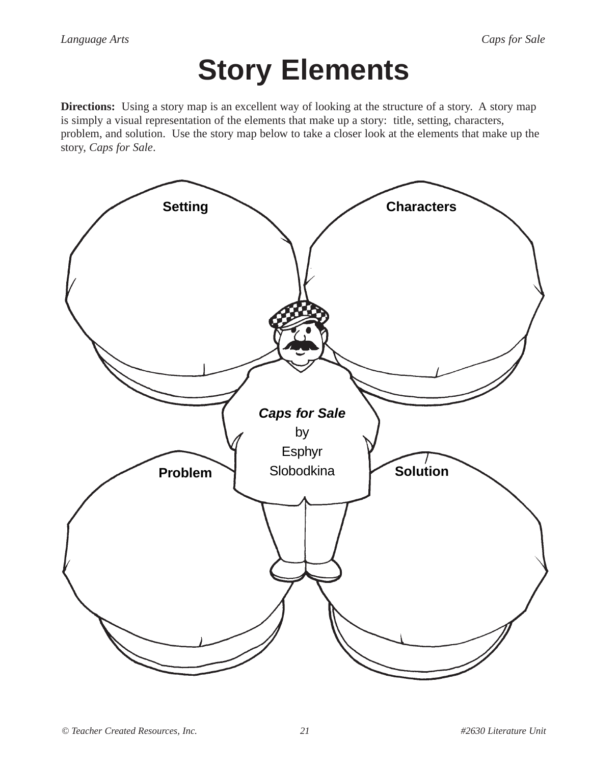# Story Elements

**Directions:** Using a story map is an excellent way of looking at the structure of a story. A story map is simply a visual representation of the elements that make up a story: title, setting, characters, problem, and solution. Use the story map below to take a closer look at the elements that make up the story, *Caps for Sale*.

**Setting**

**Characters**

***Caps for Sale***
by
Esphyr
Slobodkina

**Problem**

**Solution**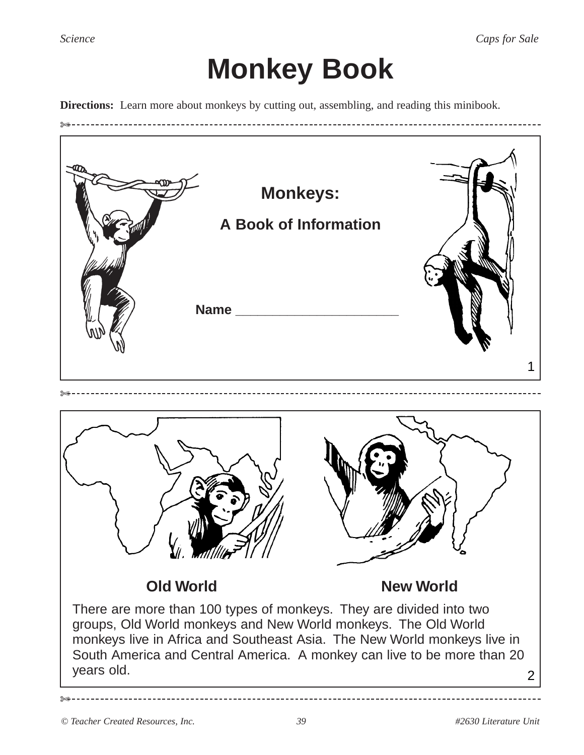# Monkey Book

**Directions:** Learn more about monkeys by cutting out, assembling, and reading this minibook.

## Monkeys:

### A Book of Information

**Name** ________________________

1

**Old World** **New World**

There are more than 100 types of monkeys. They are divided into two groups, Old World monkeys and New World monkeys. The Old World monkeys live in Africa and Southeast Asia. The New World monkeys live in South America and Central America. A monkey can live to be more than 20 years old.

2